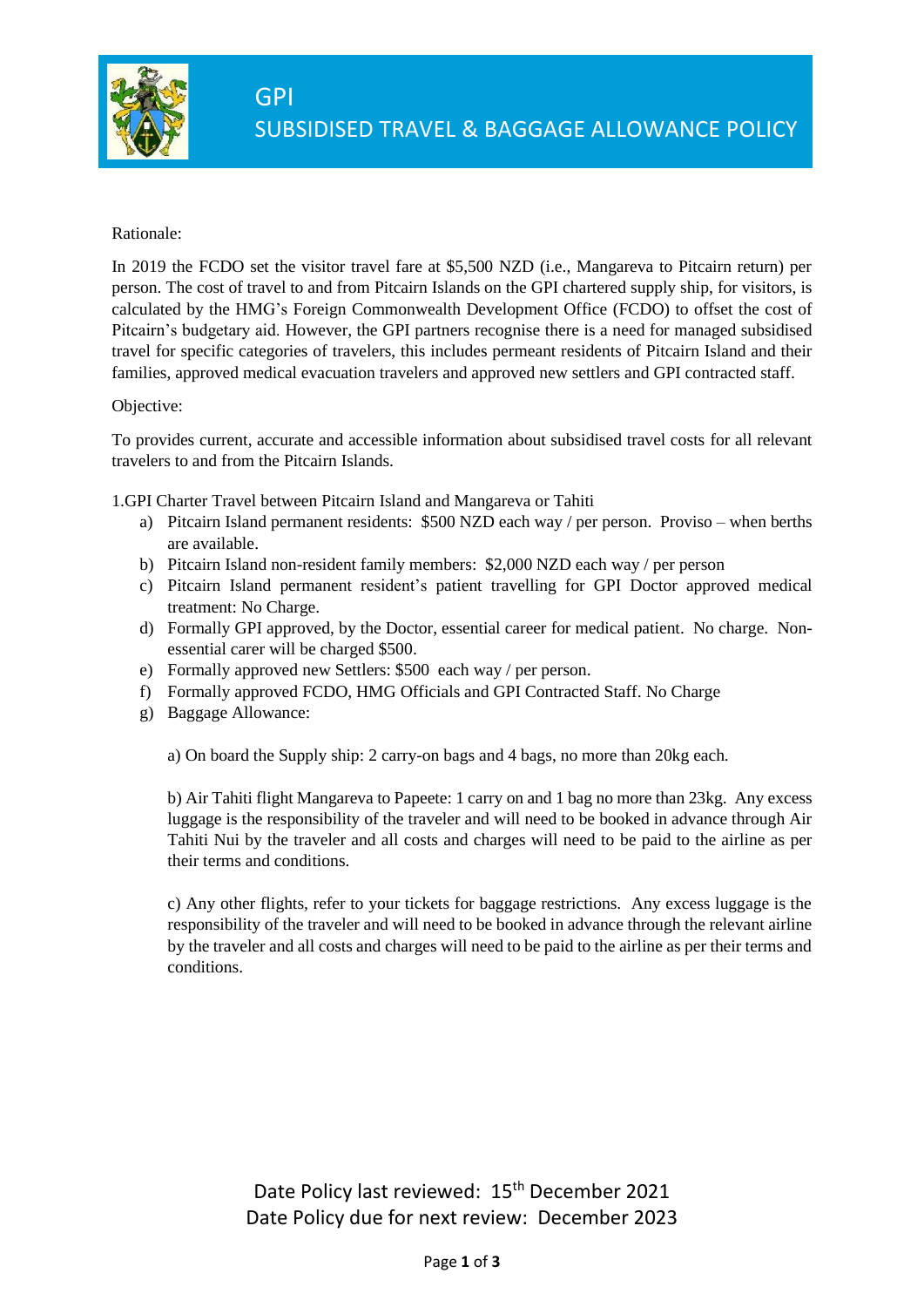# GPI
## SUBSIDISED TRAVEL & BAGGAGE ALLOWANCE POLICY

Rationale:

In 2019 the FCDO set the visitor travel fare at $5,500 NZD (i.e., Mangareva to Pitcairn return) per person. The cost of travel to and from Pitcairn Islands on the GPI chartered supply ship, for visitors, is calculated by the HMG's Foreign Commonwealth Development Office (FCDO) to offset the cost of Pitcairn's budgetary aid. However, the GPI partners recognise there is a need for managed subsidised travel for specific categories of travelers, this includes permeant residents of Pitcairn Island and their families, approved medical evacuation travelers and approved new settlers and GPI contracted staff.

Objective:

To provides current, accurate and accessible information about subsidised travel costs for all relevant travelers to and from the Pitcairn Islands.

1. GPI Charter Travel between Pitcairn Island and Mangareva or Tahiti

   a) Pitcairn Island permanent residents: $500 NZD each way / per person. Proviso – when berths are available.
   b) Pitcairn Island non-resident family members: $2,000 NZD each way / per person
   c) Pitcairn Island permanent resident's patient travelling for GPI Doctor approved medical treatment: No Charge.
   d) Formally GPI approved, by the Doctor, essential career for medical patient. No charge. Non-essential carer will be charged $500.
   e) Formally approved new Settlers: $500 each way / per person.
   f) Formally approved FCDO, HMG Officials and GPI Contracted Staff. No Charge
   g) Baggage Allowance:

      a) On board the Supply ship: 2 carry-on bags and 4 bags, no more than 20kg each.

      b) Air Tahiti flight Mangareva to Papeete: 1 carry on and 1 bag no more than 23kg. Any excess luggage is the responsibility of the traveler and will need to be booked in advance through Air Tahiti Nui by the traveler and all costs and charges will need to be paid to the airline as per their terms and conditions.

      c) Any other flights, refer to your tickets for baggage restrictions. Any excess luggage is the responsibility of the traveler and will need to be booked in advance through the relevant airline by the traveler and all costs and charges will need to be paid to the airline as per their terms and conditions.

Date Policy last reviewed: 15th December 2021
Date Policy due for next review: December 2023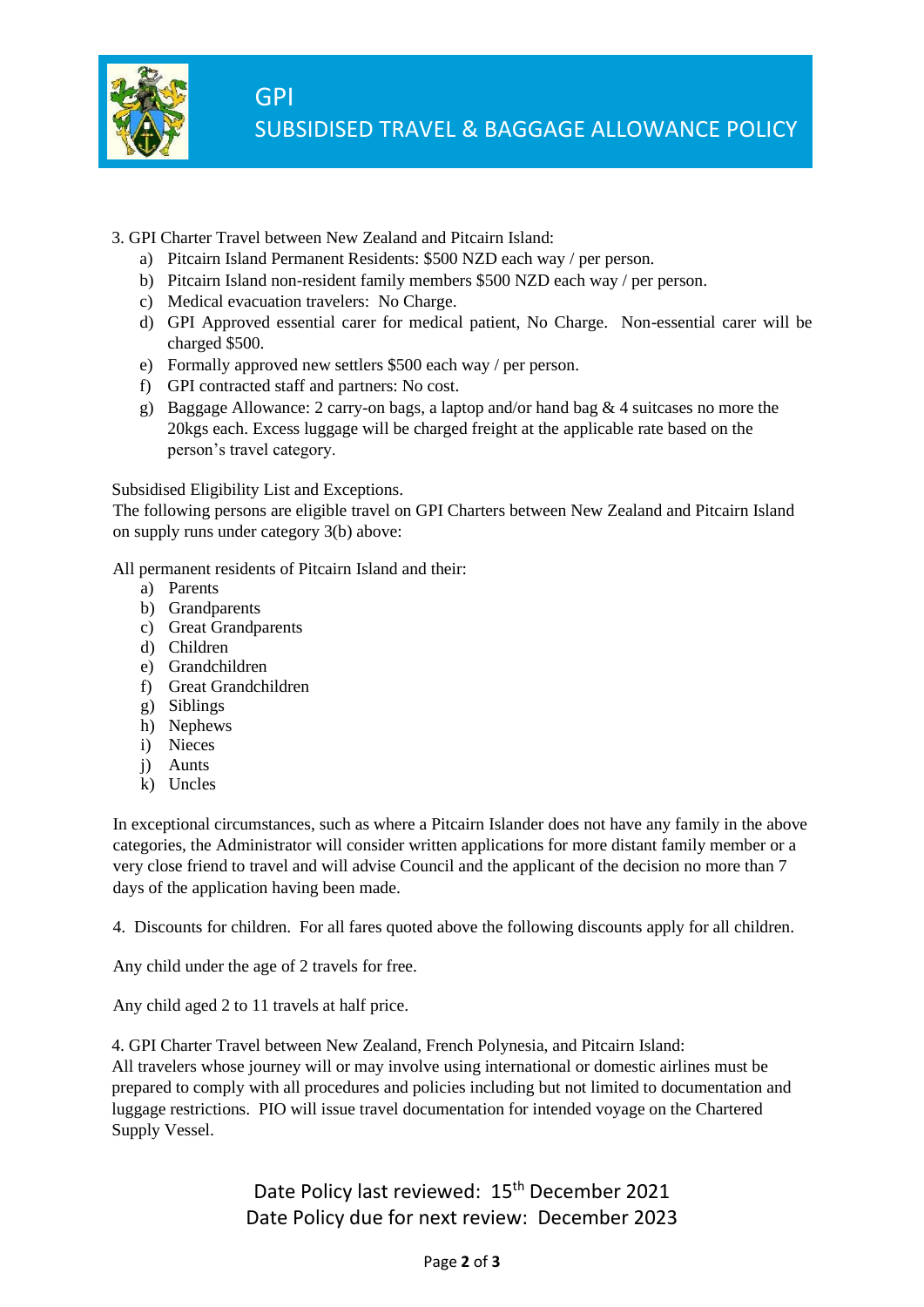3. GPI Charter Travel between New Zealand and Pitcairn Island:

a) Pitcairn Island Permanent Residents: $500 NZD each way / per person.
b) Pitcairn Island non-resident family members $500 NZD each way / per person.
c) Medical evacuation travelers: No Charge.
d) GPI Approved essential carer for medical patient, No Charge. Non-essential carer will be charged $500.
e) Formally approved new settlers $500 each way / per person.
f) GPI contracted staff and partners: No cost.
g) Baggage Allowance: 2 carry-on bags, a laptop and/or hand bag & 4 suitcases no more the 20kgs each. Excess luggage will be charged freight at the applicable rate based on the person's travel category.

Subsidised Eligibility List and Exceptions.
The following persons are eligible travel on GPI Charters between New Zealand and Pitcairn Island on supply runs under category 3(b) above:

All permanent residents of Pitcairn Island and their:

a) Parents
b) Grandparents
c) Great Grandparents
d) Children
e) Grandchildren
f) Great Grandchildren
g) Siblings
h) Nephews
i) Nieces
j) Aunts
k) Uncles

In exceptional circumstances, such as where a Pitcairn Islander does not have any family in the above categories, the Administrator will consider written applications for more distant family member or a very close friend to travel and will advise Council and the applicant of the decision no more than 7 days of the application having been made.

4. Discounts for children. For all fares quoted above the following discounts apply for all children.

Any child under the age of 2 travels for free.

Any child aged 2 to 11 travels at half price.

4. GPI Charter Travel between New Zealand, French Polynesia, and Pitcairn Island:
All travelers whose journey will or may involve using international or domestic airlines must be prepared to comply with all procedures and policies including but not limited to documentation and luggage restrictions. PIO will issue travel documentation for intended voyage on the Chartered Supply Vessel.

Date Policy last reviewed: 15th December 2021
Date Policy due for next review: December 2023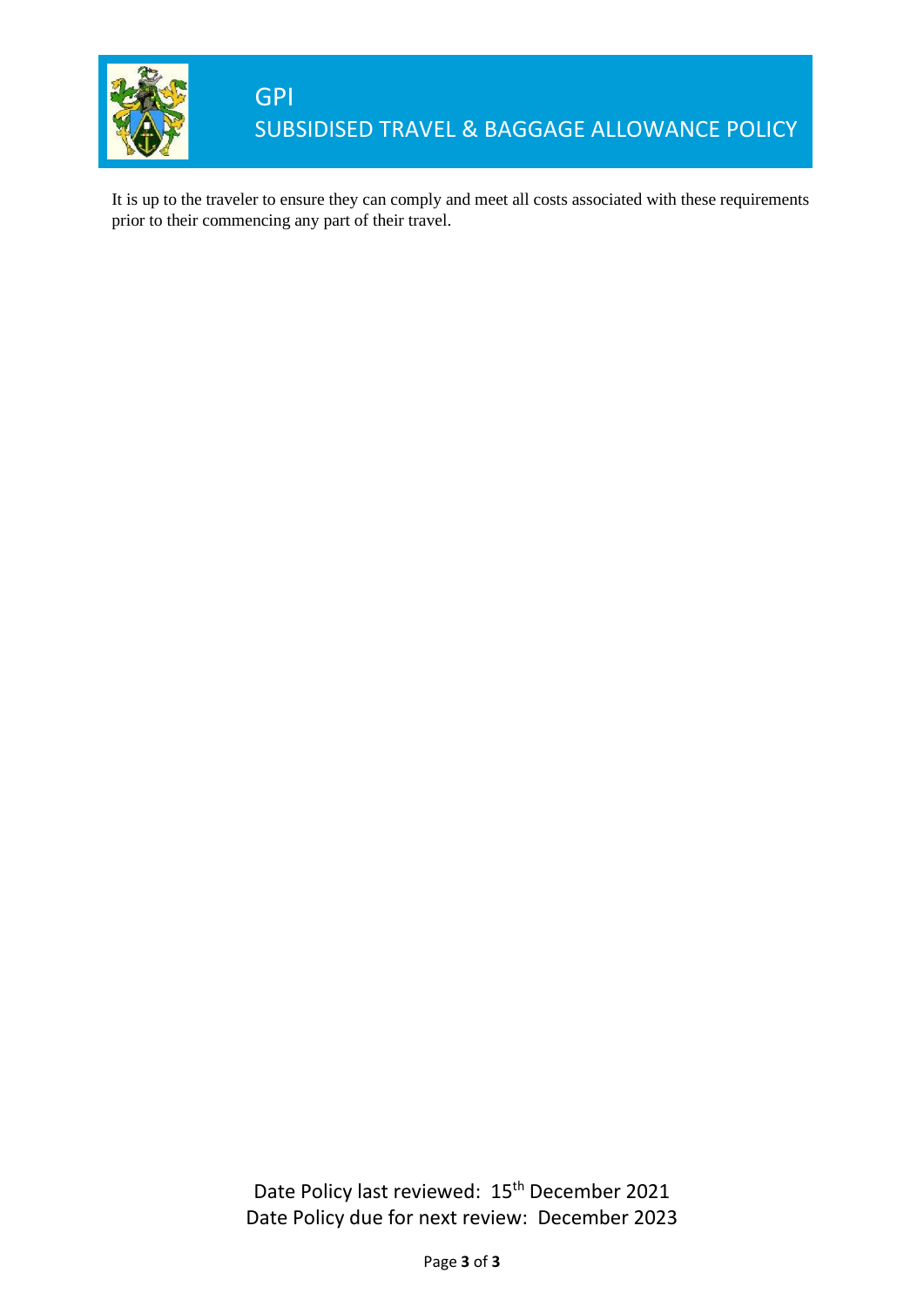It is up to the traveler to ensure they can comply and meet all costs associated with these requirements prior to their commencing any part of their travel.

Date Policy last reviewed: 15th December 2021
Date Policy due for next review: December 2023